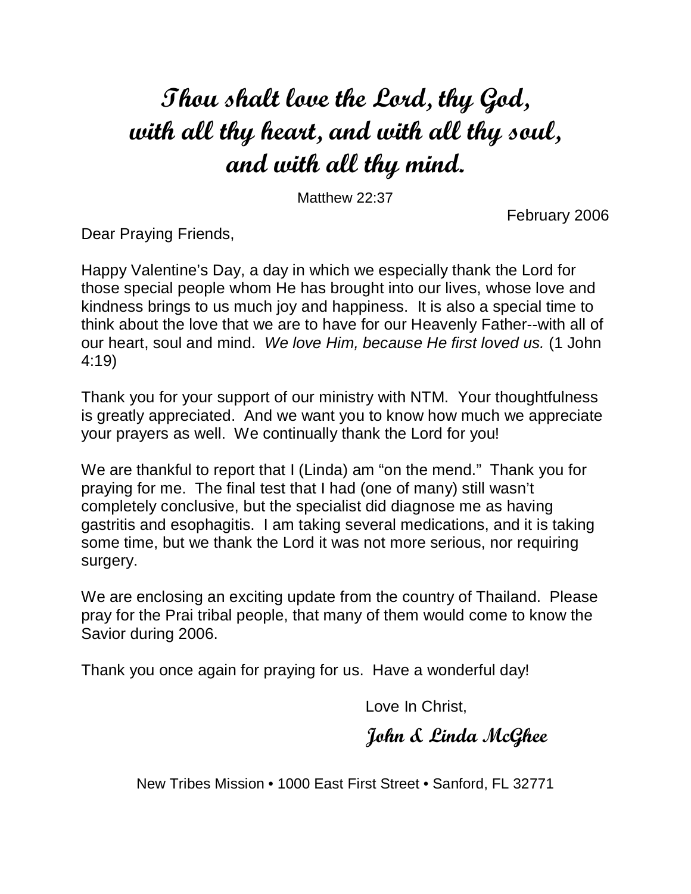# Thou shalt love the Lord, thy God, with all thy heart, and with all thy soul, and with all thy mind.

Matthew 22:37

February 2006

Dear Praying Friends,

Happy Valentine's Day, a day in which we especially thank the Lord for those special people whom He has brought into our lives, whose love and kindness brings to us much joy and happiness. It is also a special time to think about the love that we are to have for our Heavenly Father--with all of our heart, soul and mind. *We love Him, because He first loved us.* (1 John 4:19)

Thank you for your support of our ministry with NTM. Your thoughtfulness is greatly appreciated. And we want you to know how much we appreciate your prayers as well. We continually thank the Lord for you!

We are thankful to report that I (Linda) am "on the mend." Thank you for praying for me. The final test that I had (one of many) still wasn't completely conclusive, but the specialist did diagnose me as having gastritis and esophagitis. I am taking several medications, and it is taking some time, but we thank the Lord it was not more serious, nor requiring surgery.

We are enclosing an exciting update from the country of Thailand. Please pray for the Prai tribal people, that many of them would come to know the Savior during 2006.

Thank you once again for praying for us. Have a wonderful day!

Love In Christ,

**John & Linda McGhee**

New Tribes Mission • 1000 East First Street • Sanford, FL 32771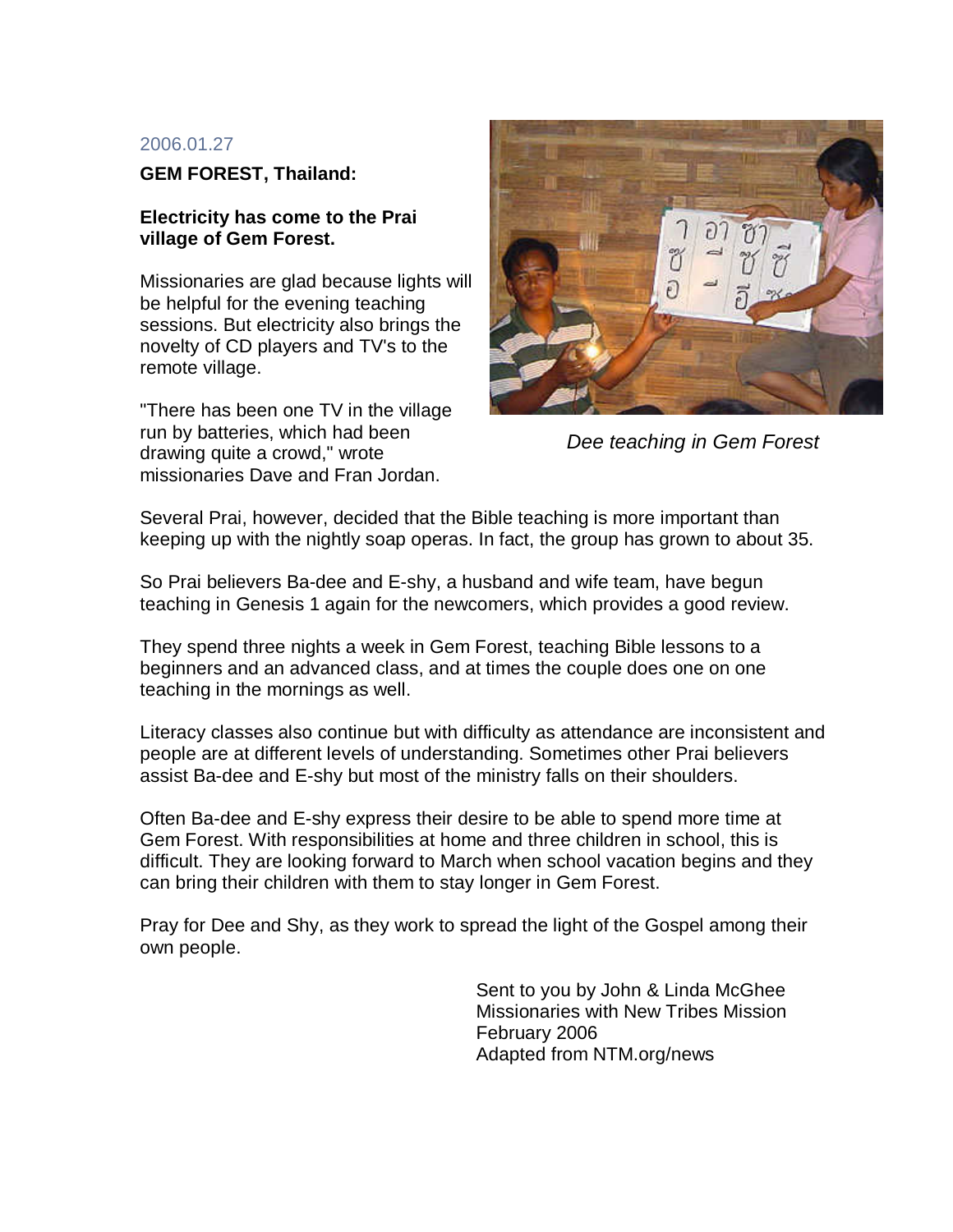2006.01.27

**GEM FOREST, Thailand:**

**Electricity has come to the Prai village of Gem Forest.**

Missionaries are glad because lights will be helpful for the evening teaching sessions. But electricity also brings the novelty of CD players and TV's to the remote village.

"There has been one TV in the village run by batteries, which had been drawing quite a crowd," wrote missionaries Dave and Fran Jordan.

*Dee teaching in Gem Forest*

Several Prai, however, decided that the Bible teaching is more important than keeping up with the nightly soap operas. In fact, the group has grown to about 35.

So Prai believers Ba-dee and E-shy, a husband and wife team, have begun teaching in Genesis 1 again for the newcomers, which provides a good review.

They spend three nights a week in Gem Forest, teaching Bible lessons to a beginners and an advanced class, and at times the couple does one on one teaching in the mornings as well.

Literacy classes also continue but with difficulty as attendance are inconsistent and people are at different levels of understanding. Sometimes other Prai believers assist Ba-dee and E-shy but most of the ministry falls on their shoulders.

Often Ba-dee and E-shy express their desire to be able to spend more time at Gem Forest. With responsibilities at home and three children in school, this is difficult. They are looking forward to March when school vacation begins and they can bring their children with them to stay longer in Gem Forest.

Pray for Dee and Shy, as they work to spread the light of the Gospel among their own people.

Sent to you by John & Linda McGhee
Missionaries with New Tribes Mission
February 2006
Adapted from NTM.org/news